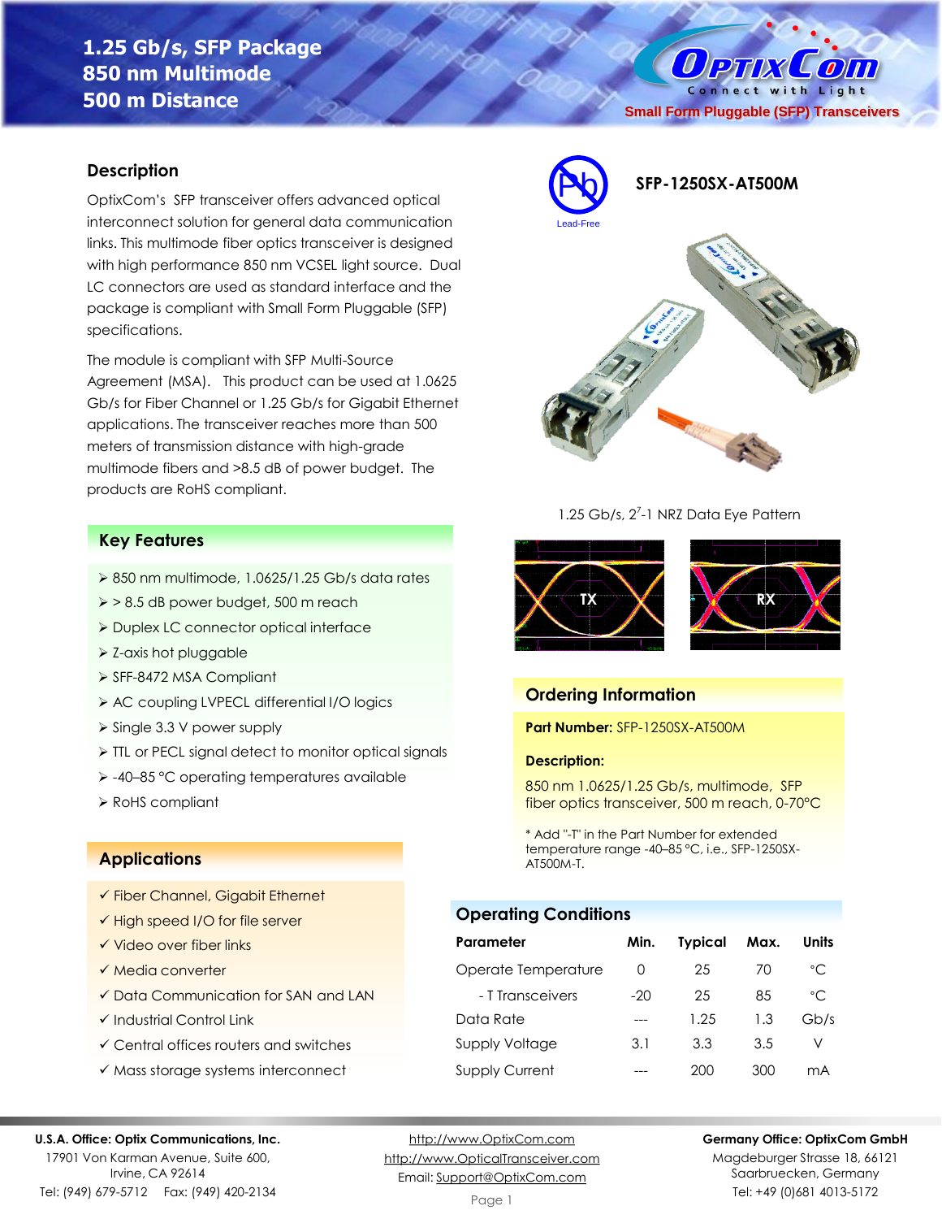# 1.25 Gb/s, SFP Package
# 850 nm Multimode
# 500 m Distance

OptixCom — Connect with Light

Small Form Pluggable (SFP) Transceivers

## Description

OptixCom's SFP transceiver offers advanced optical interconnect solution for general data communication links. This multimode fiber optics transceiver is designed with high performance 850 nm VCSEL light source. Dual LC connectors are used as standard interface and the package is compliant with Small Form Pluggable (SFP) specifications.

The module is compliant with SFP Multi-Source Agreement (MSA). This product can be used at 1.0625 Gb/s for Fiber Channel or 1.25 Gb/s for Gigabit Ethernet applications. The transceiver reaches more than 500 meters of transmission distance with high-grade multimode fibers and >8.5 dB of power budget. The products are RoHS compliant.

Lead-Free

**SFP-1250SX-AT500M**

1.25 Gb/s, $2^7$-1 NRZ Data Eye Pattern

TX

RX

## Key Features

- 850 nm multimode, 1.0625/1.25 Gb/s data rates
- > 8.5 dB power budget, 500 m reach
- Duplex LC connector optical interface
- Z-axis hot pluggable
- SFF-8472 MSA Compliant
- AC coupling LVPECL differential I/O logics
- Single 3.3 V power supply
- TTL or PECL signal detect to monitor optical signals
- -40–85 °C operating temperatures available
- RoHS compliant

## Applications

- ✓ Fiber Channel, Gigabit Ethernet
- ✓ High speed I/O for file server
- ✓ Video over fiber links
- ✓ Media converter
- ✓ Data Communication for SAN and LAN
- ✓ Industrial Control Link
- ✓ Central offices routers and switches
- ✓ Mass storage systems interconnect

## Ordering Information

**Part Number:** SFP-1250SX-AT500M

**Description:**

850 nm 1.0625/1.25 Gb/s, multimode, SFP fiber optics transceiver, 500 m reach, 0-70°C

* Add "-T" in the Part Number for extended temperature range -40–85 °C, i.e., SFP-1250SX-AT500M-T.

## Operating Conditions

| Parameter | Min. | Typical | Max. | Units |
|---|---|---|---|---|
| Operate Temperature | 0 | 25 | 70 | °C |
| - T Transceivers | -20 | 25 | 85 | °C |
| Data Rate | --- | 1.25 | 1.3 | Gb/s |
| Supply Voltage | 3.1 | 3.3 | 3.5 | V |
| Supply Current | --- | 200 | 300 | mA |

**U.S.A. Office: Optix Communications, Inc.**
17901 Von Karman Avenue, Suite 600,
Irvine, CA 92614
Tel: (949) 679-5712 Fax: (949) 420-2134

http://www.OptixCom.com
http://www.OpticalTransceiver.com
Email: Support@OptixCom.com

**Germany Office: OptixCom GmbH**
Magdeburger Strasse 18, 66121
Saarbruecken, Germany
Tel: +49 (0)681 4013-5172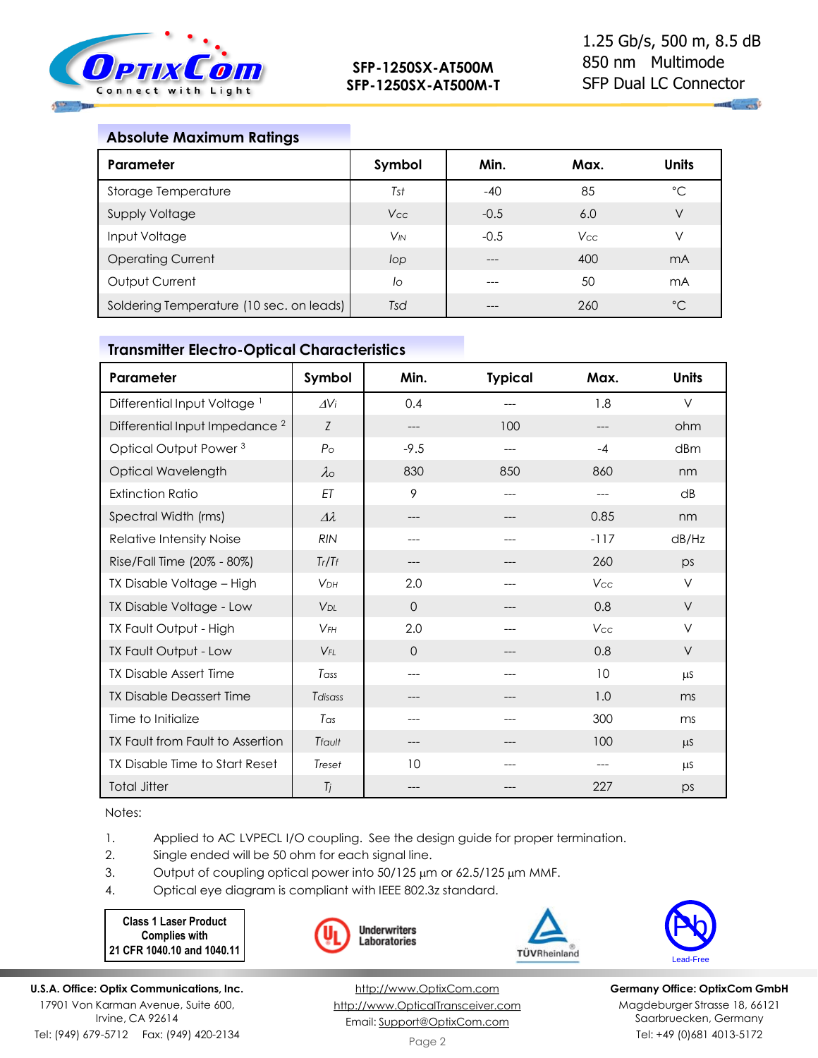## Absolute Maximum Ratings

| Parameter | Symbol | Min. | Max. | Units |
|---|---|---|---|---|
| Storage Temperature | $T_{st}$ | -40 | 85 | °C |
| Supply Voltage | $V_{CC}$ | -0.5 | 6.0 | V |
| Input Voltage | $V_{IN}$ | -0.5 | $V_{CC}$ | V |
| Operating Current | Iop | --- | 400 | mA |
| Output Current | Io | --- | 50 | mA |
| Soldering Temperature (10 sec. on leads) | Tsd | --- | 260 | °C |

## Transmitter Electro-Optical Characteristics

| Parameter | Symbol | Min. | Typical | Max. | Units |
|---|---|---|---|---|---|
| Differential Input Voltage [1] | $\Delta V_i$ | 0.4 | --- | 1.8 | V |
| Differential Input Impedance [2] | Z | --- | 100 | --- | ohm |
| Optical Output Power [3] | $P_o$ | -9.5 | --- | -4 | dBm |
| Optical Wavelength | $\lambda_o$ | 830 | 850 | 860 | nm |
| Extinction Ratio | ET | 9 | --- | --- | dB |
| Spectral Width (rms) | $\Delta\lambda$ | --- | --- | 0.85 | nm |
| Relative Intensity Noise | RIN | --- | --- | -117 | dB/Hz |
| Rise/Fall Time (20% - 80%) | $T_r/T_f$ | --- | --- | 260 | ps |
| TX Disable Voltage – High | $V_{DH}$ | 2.0 | --- | $V_{CC}$ | V |
| TX Disable Voltage - Low | $V_{DL}$ | 0 | --- | 0.8 | V |
| TX Fault Output - High | $V_{FH}$ | 2.0 | --- | $V_{CC}$ | V |
| TX Fault Output - Low | $V_{FL}$ | 0 | --- | 0.8 | V |
| TX Disable Assert Time | $T_{ass}$ | --- | --- | 10 | µs |
| TX Disable Deassert Time | $T_{disass}$ | --- | --- | 1.0 | ms |
| Time to Initialize | $T_{as}$ | --- | --- | 300 | ms |
| TX Fault from Fault to Assertion | $T_{fault}$ | --- | --- | 100 | µs |
| TX Disable Time to Start Reset | $T_{reset}$ | 10 | --- | --- | µs |
| Total Jitter | $T_j$ | --- | --- | 227 | ps |

Notes:

1. Applied to AC LVPECL I/O coupling. See the design guide for proper termination.
2. Single ended will be 50 ohm for each signal line.
3. Output of coupling optical power into 50/125 µm or 62.5/125 µm MMF.
4. Optical eye diagram is compliant with IEEE 802.3z standard.

**Class 1 Laser Product Complies with 21 CFR 1040.10 and 1040.11**

Underwriters Laboratories

TÜVRheinland

Lead-Free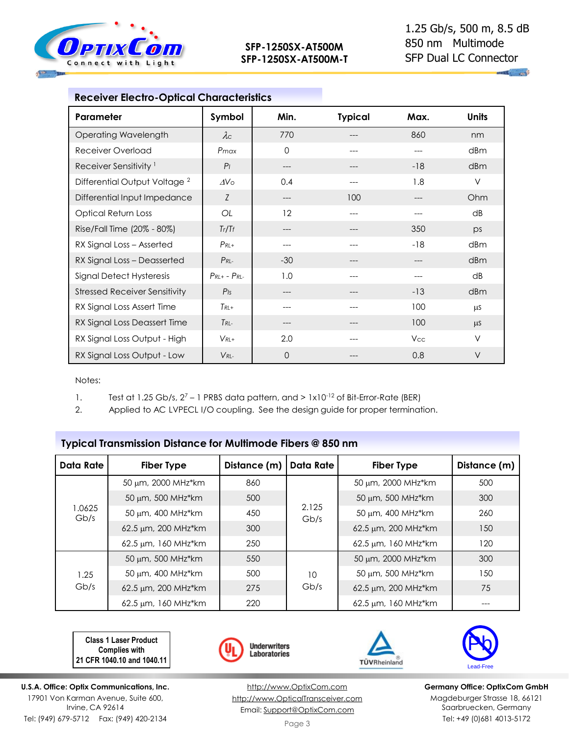## Receiver Electro-Optical Characteristics

| Parameter | Symbol | Min. | Typical | Max. | Units |
|---|---|---|---|---|---|
| Operating Wavelength | $\lambda_C$ | 770 | --- | 860 | nm |
| Receiver Overload | $P_{max}$ | 0 | --- | --- | dBm |
| Receiver Sensitivity [1] | $P_I$ | --- | --- | -18 | dBm |
| Differential Output Voltage [2] | $\Delta V_O$ | 0.4 | --- | 1.8 | V |
| Differential Input Impedance | $Z$ | --- | 100 | --- | Ohm |
| Optical Return Loss | $OL$ | 12 | --- | --- | dB |
| Rise/Fall Time (20% - 80%) | $T_r/T_f$ | --- | --- | 350 | ps |
| RX Signal Loss – Asserted | $P_{RL+}$ | --- | --- | -18 | dBm |
| RX Signal Loss – Deasserted | $P_{RL-}$ | -30 | --- | --- | dBm |
| Signal Detect Hysteresis | $P_{RL+} - P_{RL-}$ | 1.0 | --- | --- | dB |
| Stressed Receiver Sensitivity | $P_{Is}$ | --- | --- | -13 | dBm |
| RX Signal Loss Assert Time | $T_{RL+}$ | --- | --- | 100 | µs |
| RX Signal Loss Deassert Time | $T_{RL-}$ | --- | --- | 100 | µs |
| RX Signal Loss Output - High | $V_{RL+}$ | 2.0 | --- | Vcc | V |
| RX Signal Loss Output - Low | $V_{RL-}$ | 0 | --- | 0.8 | V |

Notes:

1. Test at 1.25 Gb/s, $2^7 - 1$ PRBS data pattern, and > $1 \times 10^{-12}$ of Bit-Error-Rate (BER)
2. Applied to AC LVPECL I/O coupling. See the design guide for proper termination.

## Typical Transmission Distance for Multimode Fibers @ 850 nm

| Data Rate | Fiber Type | Distance (m) | Data Rate | Fiber Type | Distance (m) |
|---|---|---|---|---|---|
| 1.0625 Gb/s | 50 µm, 2000 MHz*km | 860 | 2.125 Gb/s | 50 µm, 2000 MHz*km | 500 |
| | 50 µm, 500 MHz*km | 500 | | 50 µm, 500 MHz*km | 300 |
| | 50 µm, 400 MHz*km | 450 | | 50 µm, 400 MHz*km | 260 |
| | 62.5 µm, 200 MHz*km | 300 | | 62.5 µm, 200 MHz*km | 150 |
| | 62.5 µm, 160 MHz*km | 250 | | 62.5 µm, 160 MHz*km | 120 |
| 1.25 Gb/s | 50 µm, 500 MHz*km | 550 | 10 Gb/s | 50 µm, 2000 MHz*km | 300 |
| | 50 µm, 400 MHz*km | 500 | | 50 µm, 500 MHz*km | 150 |
| | 62.5 µm, 200 MHz*km | 275 | | 62.5 µm, 200 MHz*km | 75 |
| | 62.5 µm, 160 MHz*km | 220 | | 62.5 µm, 160 MHz*km | --- |

**Class 1 Laser Product Complies with 21 CFR 1040.10 and 1040.11**

Underwriters Laboratories

TÜVRheinland

Lead-Free

**U.S.A. Office: Optix Communications, Inc.**
17901 Von Karman Avenue, Suite 600,
Irvine, CA 92614
Tel: (949) 679-5712 Fax: (949) 420-2134

http://www.OptixCom.com
http://www.OpticalTransceiver.com
Email: Support@OptixCom.com

**Germany Office: OptixCom GmbH**
Magdeburger Strasse 18, 66121
Saarbruecken, Germany
Tel: +49 (0)681 4013-5172